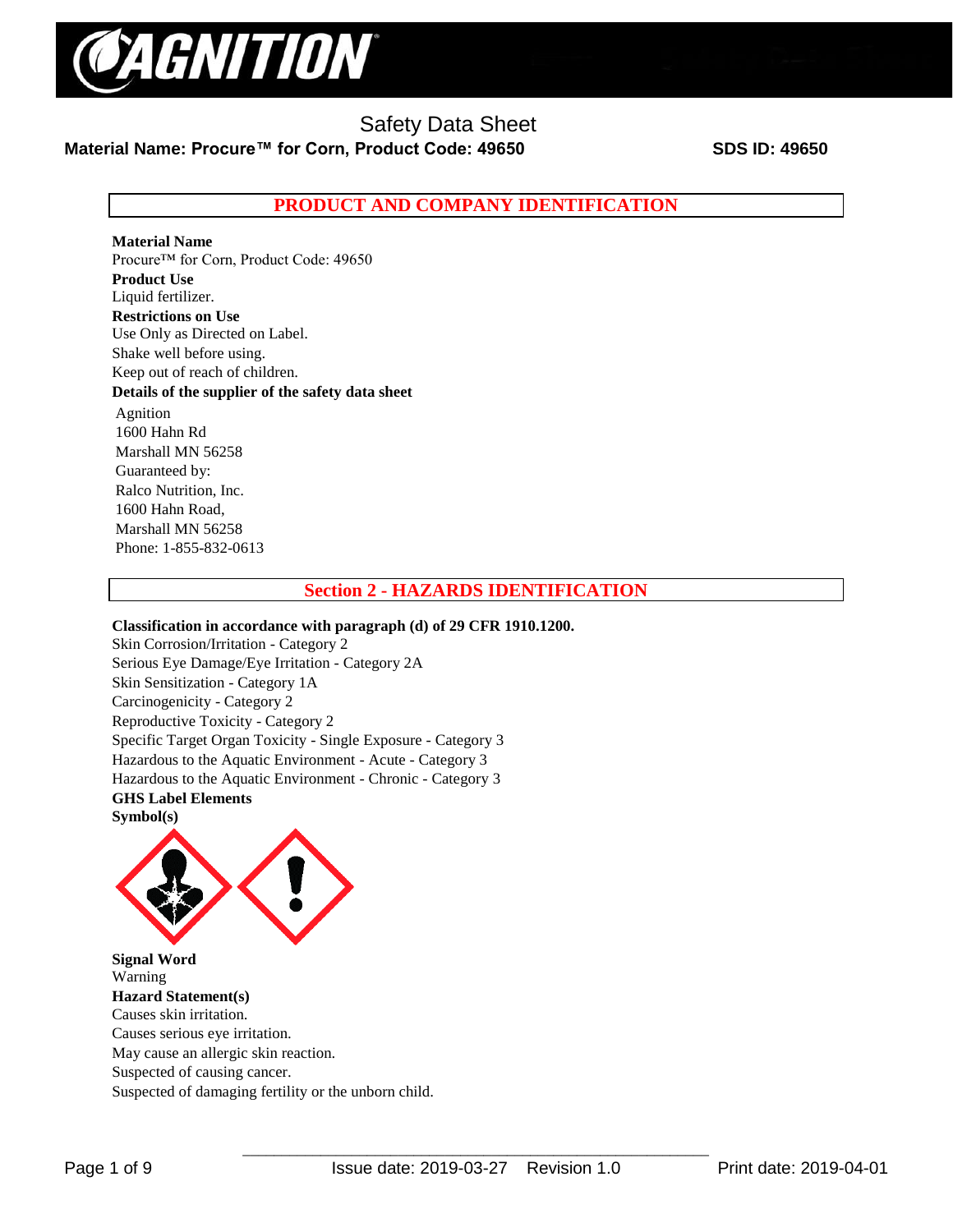# Safety Data Sheet

**Material Name: Procure™ for Corn, Product Code: 49650** **SDS ID: 49650**

## PRODUCT AND COMPANY IDENTIFICATION

**Material Name**
Procure™ for Corn, Product Code: 49650
**Product Use**
Liquid fertilizer.
**Restrictions on Use**
Use Only as Directed on Label.
Shake well before using.
Keep out of reach of children.
**Details of the supplier of the safety data sheet**
Agnition
1600 Hahn Rd
Marshall MN 56258
Guaranteed by:
Ralco Nutrition, Inc.
1600 Hahn Road,
Marshall MN 56258
Phone: 1-855-832-0613

## Section 2 - HAZARDS IDENTIFICATION

**Classification in accordance with paragraph (d) of 29 CFR 1910.1200.**
Skin Corrosion/Irritation - Category 2
Serious Eye Damage/Eye Irritation - Category 2A
Skin Sensitization - Category 1A
Carcinogenicity - Category 2
Reproductive Toxicity - Category 2
Specific Target Organ Toxicity - Single Exposure - Category 3
Hazardous to the Aquatic Environment - Acute - Category 3
Hazardous to the Aquatic Environment - Chronic - Category 3
**GHS Label Elements**
**Symbol(s)**

**Signal Word**
Warning
**Hazard Statement(s)**
Causes skin irritation.
Causes serious eye irritation.
May cause an allergic skin reaction.
Suspected of causing cancer.
Suspected of damaging fertility or the unborn child.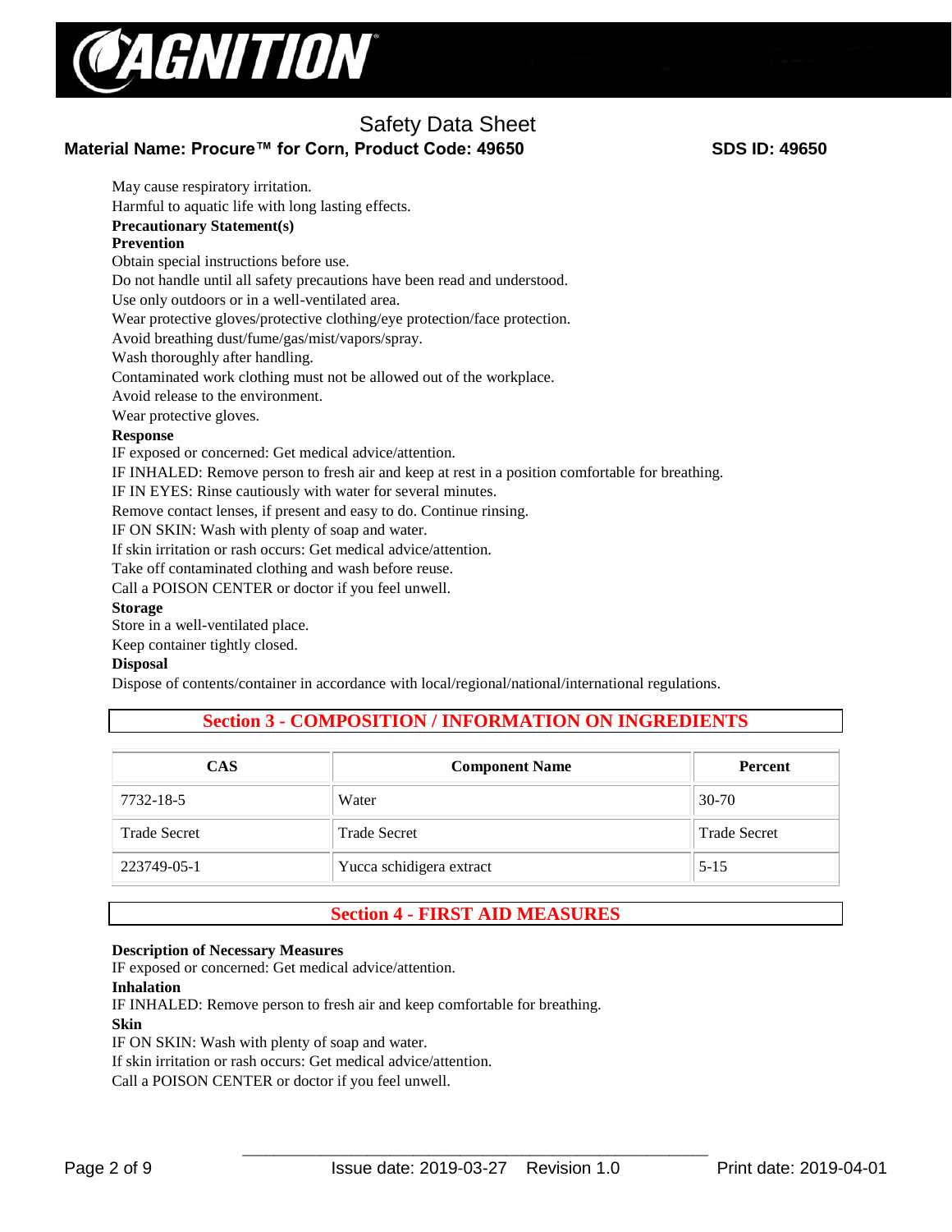May cause respiratory irritation.
Harmful to aquatic life with long lasting effects.

**Precautionary Statement(s)**

**Prevention**

Obtain special instructions before use.
Do not handle until all safety precautions have been read and understood.
Use only outdoors or in a well-ventilated area.
Wear protective gloves/protective clothing/eye protection/face protection.
Avoid breathing dust/fume/gas/mist/vapors/spray.
Wash thoroughly after handling.
Contaminated work clothing must not be allowed out of the workplace.
Avoid release to the environment.
Wear protective gloves.

**Response**

IF exposed or concerned: Get medical advice/attention.
IF INHALED: Remove person to fresh air and keep at rest in a position comfortable for breathing.
IF IN EYES: Rinse cautiously with water for several minutes.
Remove contact lenses, if present and easy to do. Continue rinsing.
IF ON SKIN: Wash with plenty of soap and water.
If skin irritation or rash occurs: Get medical advice/attention.
Take off contaminated clothing and wash before reuse.
Call a POISON CENTER or doctor if you feel unwell.

**Storage**

Store in a well-ventilated place.
Keep container tightly closed.

**Disposal**

Dispose of contents/container in accordance with local/regional/national/international regulations.

## Section 3 - COMPOSITION / INFORMATION ON INGREDIENTS

| CAS | Component Name | Percent |
| --- | --- | --- |
| 7732-18-5 | Water | 30-70 |
| Trade Secret | Trade Secret | Trade Secret |
| 223749-05-1 | Yucca schidigera extract | 5-15 |

## Section 4 - FIRST AID MEASURES

**Description of Necessary Measures**

IF exposed or concerned: Get medical advice/attention.

**Inhalation**

IF INHALED: Remove person to fresh air and keep comfortable for breathing.

**Skin**

IF ON SKIN: Wash with plenty of soap and water.
If skin irritation or rash occurs: Get medical advice/attention.
Call a POISON CENTER or doctor if you feel unwell.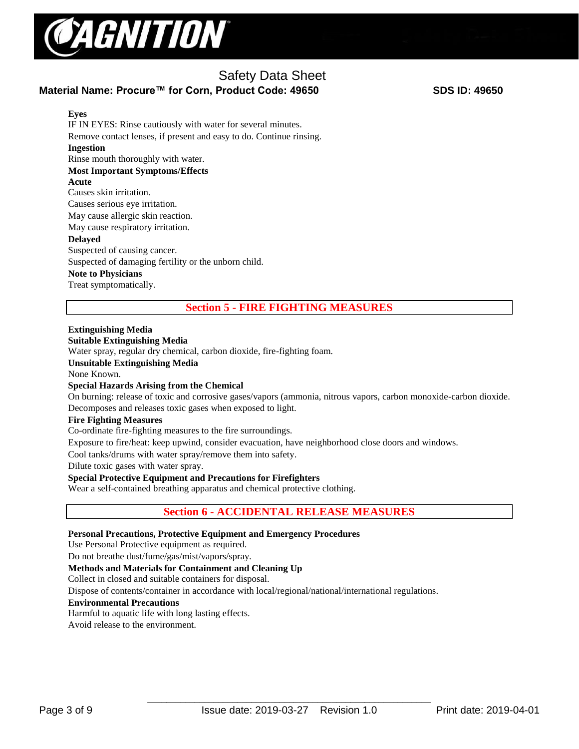**Eyes**

IF IN EYES: Rinse cautiously with water for several minutes.

Remove contact lenses, if present and easy to do. Continue rinsing.

**Ingestion**

Rinse mouth thoroughly with water.

**Most Important Symptoms/Effects**

**Acute**

Causes skin irritation.

Causes serious eye irritation.

May cause allergic skin reaction.

May cause respiratory irritation.

**Delayed**

Suspected of causing cancer.

Suspected of damaging fertility or the unborn child.

**Note to Physicians**

Treat symptomatically.

## Section 5 - FIRE FIGHTING MEASURES

**Extinguishing Media**

**Suitable Extinguishing Media**

Water spray, regular dry chemical, carbon dioxide, fire-fighting foam.

**Unsuitable Extinguishing Media**

None Known.

**Special Hazards Arising from the Chemical**

On burning: release of toxic and corrosive gases/vapors (ammonia, nitrous vapors, carbon monoxide-carbon dioxide. Decomposes and releases toxic gases when exposed to light.

**Fire Fighting Measures**

Co-ordinate fire-fighting measures to the fire surroundings.

Exposure to fire/heat: keep upwind, consider evacuation, have neighborhood close doors and windows.

Cool tanks/drums with water spray/remove them into safety.

Dilute toxic gases with water spray.

**Special Protective Equipment and Precautions for Firefighters**

Wear a self-contained breathing apparatus and chemical protective clothing.

## Section 6 - ACCIDENTAL RELEASE MEASURES

**Personal Precautions, Protective Equipment and Emergency Procedures**

Use Personal Protective equipment as required.

Do not breathe dust/fume/gas/mist/vapors/spray.

**Methods and Materials for Containment and Cleaning Up**

Collect in closed and suitable containers for disposal.

Dispose of contents/container in accordance with local/regional/national/international regulations.

**Environmental Precautions**

Harmful to aquatic life with long lasting effects.

Avoid release to the environment.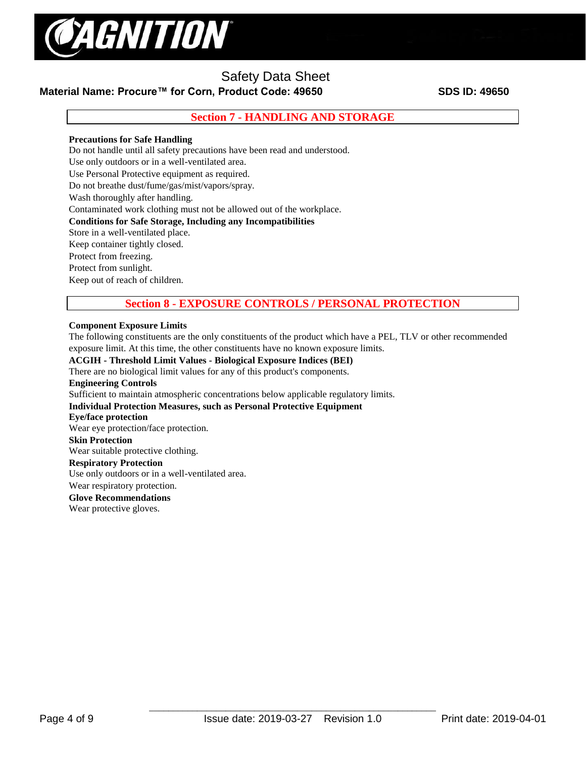## Section 7 - HANDLING AND STORAGE

**Precautions for Safe Handling**

Do not handle until all safety precautions have been read and understood.

Use only outdoors or in a well-ventilated area.

Use Personal Protective equipment as required.

Do not breathe dust/fume/gas/mist/vapors/spray.

Wash thoroughly after handling.

Contaminated work clothing must not be allowed out of the workplace.

**Conditions for Safe Storage, Including any Incompatibilities**

Store in a well-ventilated place.

Keep container tightly closed.

Protect from freezing.

Protect from sunlight.

Keep out of reach of children.

## Section 8 - EXPOSURE CONTROLS / PERSONAL PROTECTION

**Component Exposure Limits**

The following constituents are the only constituents of the product which have a PEL, TLV or other recommended exposure limit. At this time, the other constituents have no known exposure limits.

**ACGIH - Threshold Limit Values - Biological Exposure Indices (BEI)**

There are no biological limit values for any of this product's components.

**Engineering Controls**

Sufficient to maintain atmospheric concentrations below applicable regulatory limits.

**Individual Protection Measures, such as Personal Protective Equipment**

**Eye/face protection**

Wear eye protection/face protection.

**Skin Protection**

Wear suitable protective clothing.

**Respiratory Protection**

Use only outdoors or in a well-ventilated area.

Wear respiratory protection.

**Glove Recommendations**

Wear protective gloves.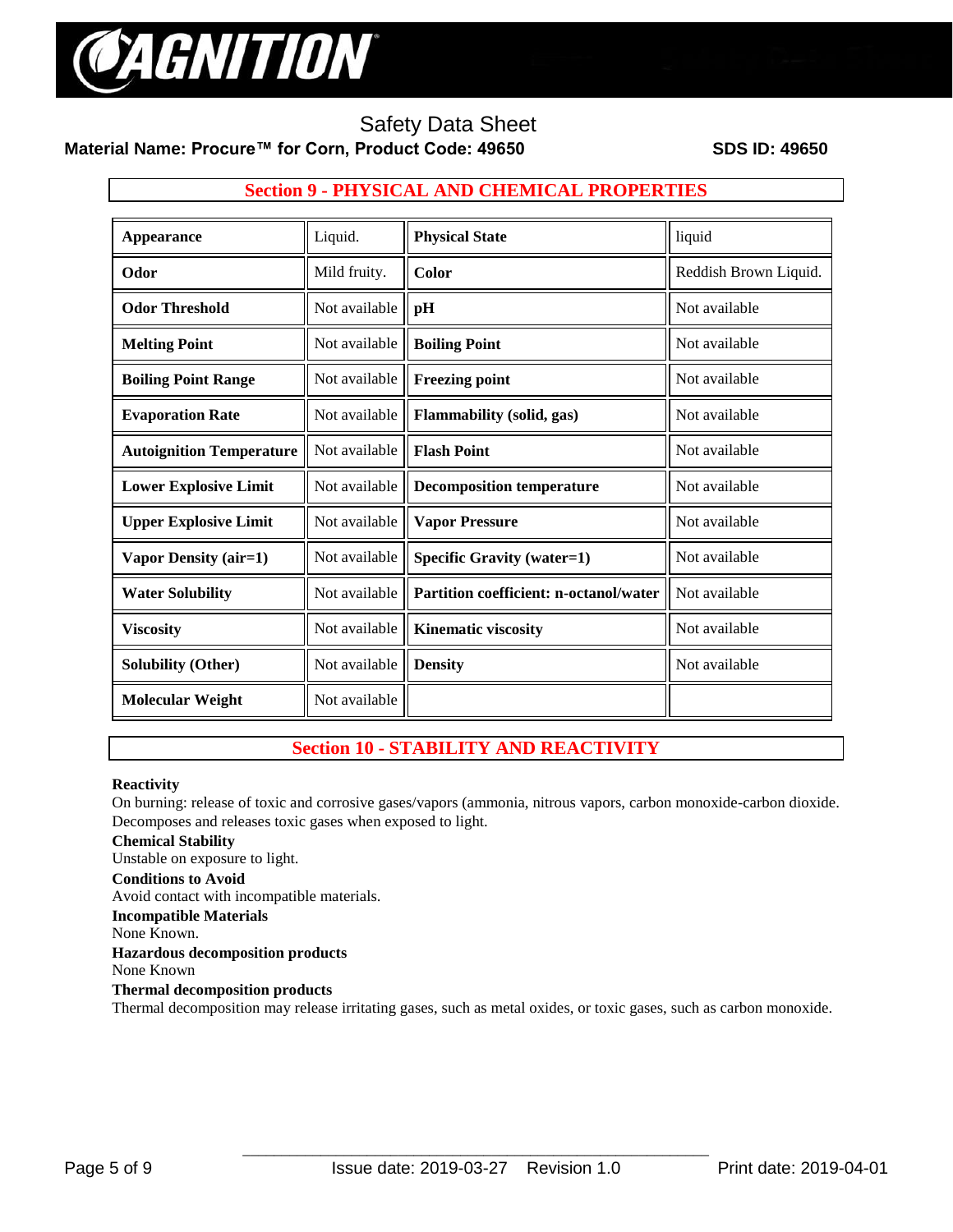## Section 9 - PHYSICAL AND CHEMICAL PROPERTIES

| | | | |
|---|---|---|---|
| **Appearance** | Liquid. | **Physical State** | liquid |
| **Odor** | Mild fruity. | **Color** | Reddish Brown Liquid. |
| **Odor Threshold** | Not available | **pH** | Not available |
| **Melting Point** | Not available | **Boiling Point** | Not available |
| **Boiling Point Range** | Not available | **Freezing point** | Not available |
| **Evaporation Rate** | Not available | **Flammability (solid, gas)** | Not available |
| **Autoignition Temperature** | Not available | **Flash Point** | Not available |
| **Lower Explosive Limit** | Not available | **Decomposition temperature** | Not available |
| **Upper Explosive Limit** | Not available | **Vapor Pressure** | Not available |
| **Vapor Density (air=1)** | Not available | **Specific Gravity (water=1)** | Not available |
| **Water Solubility** | Not available | **Partition coefficient: n-octanol/water** | Not available |
| **Viscosity** | Not available | **Kinematic viscosity** | Not available |
| **Solubility (Other)** | Not available | **Density** | Not available |
| **Molecular Weight** | Not available | | |

## Section 10 - STABILITY AND REACTIVITY

**Reactivity**
On burning: release of toxic and corrosive gases/vapors (ammonia, nitrous vapors, carbon monoxide-carbon dioxide. Decomposes and releases toxic gases when exposed to light.

**Chemical Stability**
Unstable on exposure to light.

**Conditions to Avoid**
Avoid contact with incompatible materials.

**Incompatible Materials**
None Known.

**Hazardous decomposition products**
None Known

**Thermal decomposition products**
Thermal decomposition may release irritating gases, such as metal oxides, or toxic gases, such as carbon monoxide.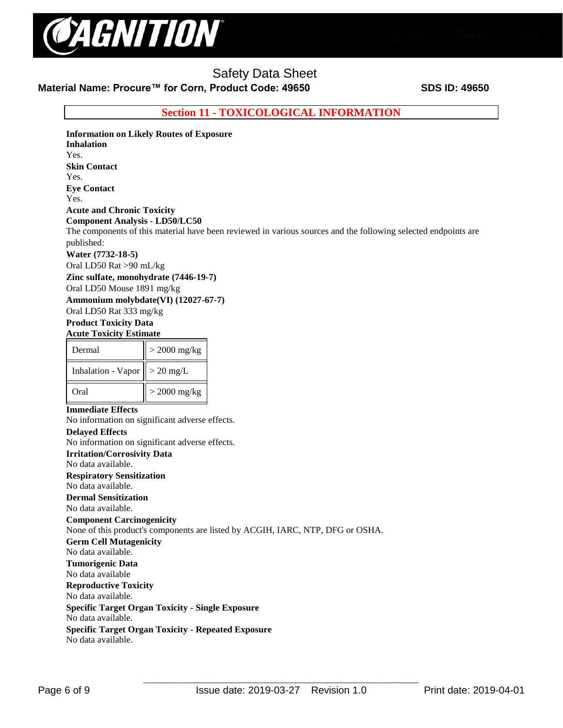## Section 11 - TOXICOLOGICAL INFORMATION

**Information on Likely Routes of Exposure**

**Inhalation**

Yes.

**Skin Contact**

Yes.

**Eye Contact**

Yes.

**Acute and Chronic Toxicity**

**Component Analysis - LD50/LC50**

The components of this material have been reviewed in various sources and the following selected endpoints are published:

**Water (7732-18-5)**

Oral LD50 Rat >90 mL/kg

**Zinc sulfate, monohydrate (7446-19-7)**

Oral LD50 Mouse 1891 mg/kg

**Ammonium molybdate(VI) (12027-67-7)**

Oral LD50 Rat 333 mg/kg

**Product Toxicity Data**

**Acute Toxicity Estimate**

| Dermal | > 2000 mg/kg |
|---|---|
| Inhalation - Vapor | > 20 mg/L |
| Oral | > 2000 mg/kg |

**Immediate Effects**

No information on significant adverse effects.

**Delayed Effects**

No information on significant adverse effects.

**Irritation/Corrosivity Data**

No data available.

**Respiratory Sensitization**

No data available.

**Dermal Sensitization**

No data available.

**Component Carcinogenicity**

None of this product's components are listed by ACGIH, IARC, NTP, DFG or OSHA.

**Germ Cell Mutagenicity**

No data available.

**Tumorigenic Data**

No data available

**Reproductive Toxicity**

No data available.

**Specific Target Organ Toxicity - Single Exposure**

No data available.

**Specific Target Organ Toxicity - Repeated Exposure**

No data available.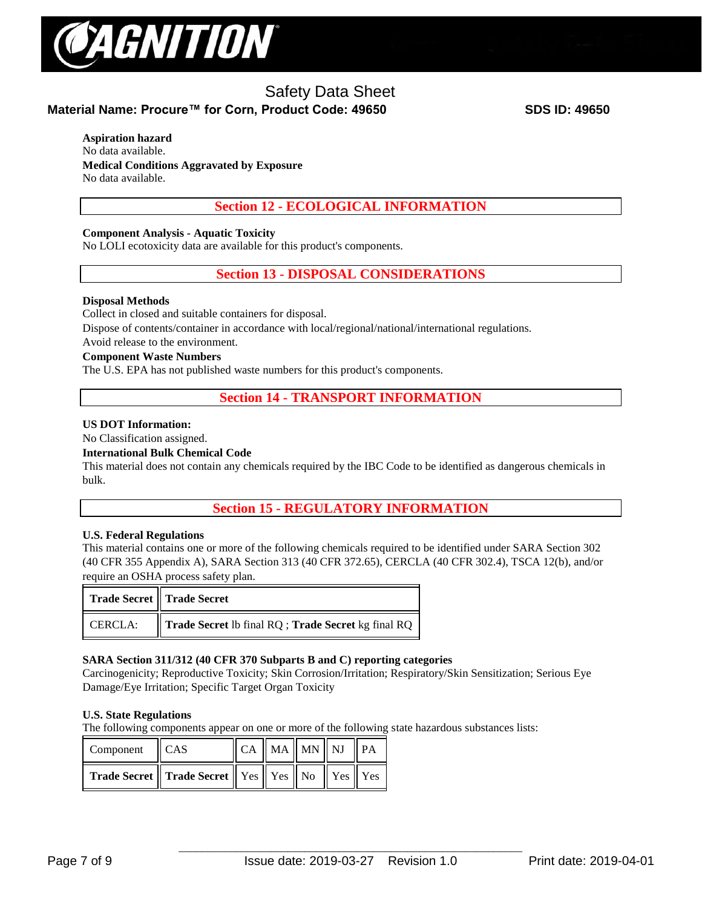**Aspiration hazard**

No data available.

**Medical Conditions Aggravated by Exposure**

No data available.

## Section 12 - ECOLOGICAL INFORMATION

**Component Analysis - Aquatic Toxicity**

No LOLI ecotoxicity data are available for this product's components.

## Section 13 - DISPOSAL CONSIDERATIONS

**Disposal Methods**

Collect in closed and suitable containers for disposal.

Dispose of contents/container in accordance with local/regional/national/international regulations.

Avoid release to the environment.

**Component Waste Numbers**

The U.S. EPA has not published waste numbers for this product's components.

## Section 14 - TRANSPORT INFORMATION

**US DOT Information:**

No Classification assigned.

**International Bulk Chemical Code**

This material does not contain any chemicals required by the IBC Code to be identified as dangerous chemicals in bulk.

## Section 15 - REGULATORY INFORMATION

**U.S. Federal Regulations**

This material contains one or more of the following chemicals required to be identified under SARA Section 302 (40 CFR 355 Appendix A), SARA Section 313 (40 CFR 372.65), CERCLA (40 CFR 302.4), TSCA 12(b), and/or require an OSHA process safety plan.

| **Trade Secret** | **Trade Secret** |
|---|---|
| CERCLA: | **Trade Secret** lb final RQ ; **Trade Secret** kg final RQ |

**SARA Section 311/312 (40 CFR 370 Subparts B and C) reporting categories**

Carcinogenicity; Reproductive Toxicity; Skin Corrosion/Irritation; Respiratory/Skin Sensitization; Serious Eye Damage/Eye Irritation; Specific Target Organ Toxicity

**U.S. State Regulations**

The following components appear on one or more of the following state hazardous substances lists:

| Component | CAS | CA | MA | MN | NJ | PA |
|---|---|---|---|---|---|---|
| **Trade Secret** | **Trade Secret** | Yes | Yes | No | Yes | Yes |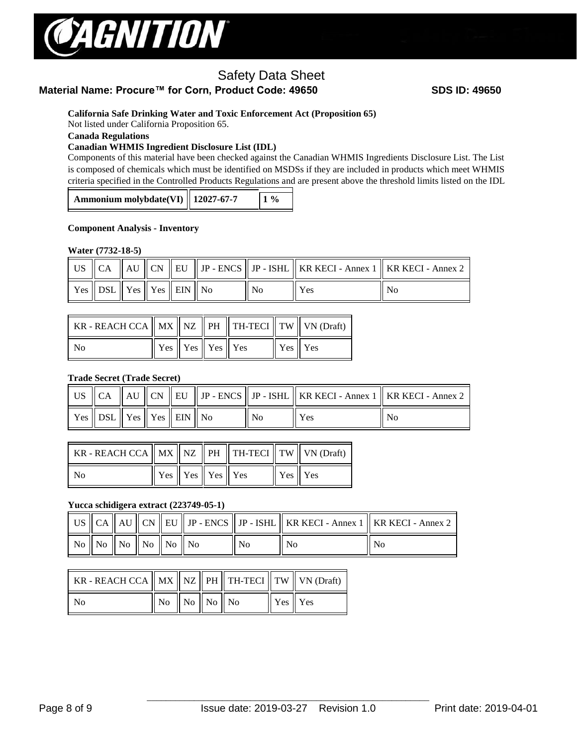**California Safe Drinking Water and Toxic Enforcement Act (Proposition 65)**

Not listed under California Proposition 65.

**Canada Regulations**

**Canadian WHMIS Ingredient Disclosure List (IDL)**

Components of this material have been checked against the Canadian WHMIS Ingredients Disclosure List. The List is composed of chemicals which must be identified on MSDSs if they are included in products which meet WHMIS criteria specified in the Controlled Products Regulations and are present above the threshold limits listed on the IDL

| **Ammonium molybdate(VI)** | **12027-67-7** | **1 %** |
|---|---|---|

**Component Analysis - Inventory**

**Water (7732-18-5)**

| US | CA | AU | CN | EU | JP - ENCS | JP - ISHL | KR KECI - Annex 1 | KR KECI - Annex 2 |
|---|---|---|---|---|---|---|---|---|
| Yes | DSL | Yes | Yes | EIN | No | No | Yes | No |

| KR - REACH CCA | MX | NZ | PH | TH-TECI | TW | VN (Draft) |
|---|---|---|---|---|---|---|
| No | Yes | Yes | Yes | Yes | Yes | Yes |

**Trade Secret (Trade Secret)**

| US | CA | AU | CN | EU | JP - ENCS | JP - ISHL | KR KECI - Annex 1 | KR KECI - Annex 2 |
|---|---|---|---|---|---|---|---|---|
| Yes | DSL | Yes | Yes | EIN | No | No | Yes | No |

| KR - REACH CCA | MX | NZ | PH | TH-TECI | TW | VN (Draft) |
|---|---|---|---|---|---|---|
| No | Yes | Yes | Yes | Yes | Yes | Yes |

**Yucca schidigera extract (223749-05-1)**

| US | CA | AU | CN | EU | JP - ENCS | JP - ISHL | KR KECI - Annex 1 | KR KECI - Annex 2 |
|---|---|---|---|---|---|---|---|---|
| No | No | No | No | No | No | No | No | No |

| KR - REACH CCA | MX | NZ | PH | TH-TECI | TW | VN (Draft) |
|---|---|---|---|---|---|---|
| No | No | No | No | No | Yes | Yes |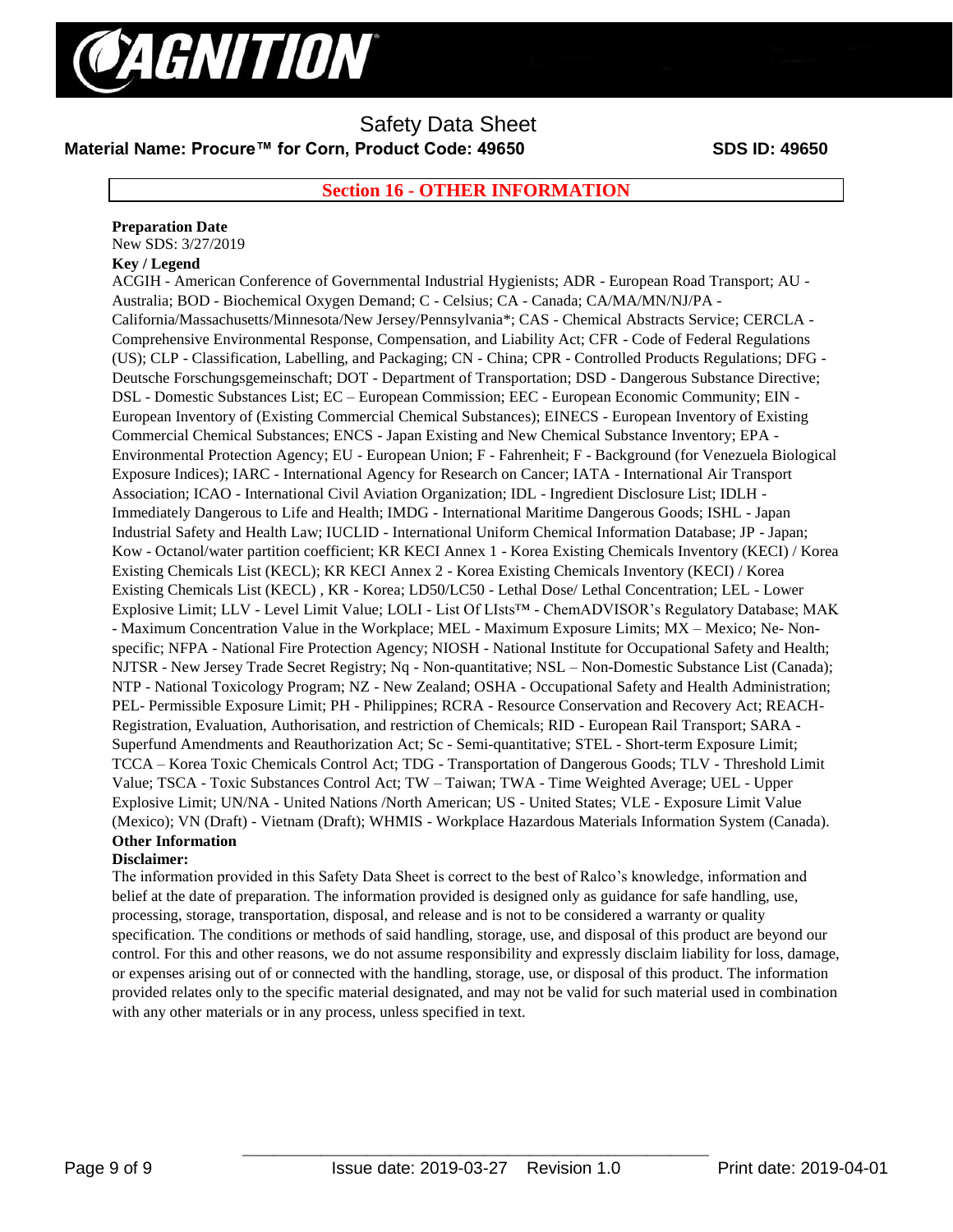## Section 16 - OTHER INFORMATION

**Preparation Date**

New SDS: 3/27/2019

**Key / Legend**

ACGIH - American Conference of Governmental Industrial Hygienists; ADR - European Road Transport; AU - Australia; BOD - Biochemical Oxygen Demand; C - Celsius; CA - Canada; CA/MA/MN/NJ/PA - California/Massachusetts/Minnesota/New Jersey/Pennsylvania*; CAS - Chemical Abstracts Service; CERCLA - Comprehensive Environmental Response, Compensation, and Liability Act; CFR - Code of Federal Regulations (US); CLP - Classification, Labelling, and Packaging; CN - China; CPR - Controlled Products Regulations; DFG - Deutsche Forschungsgemeinschaft; DOT - Department of Transportation; DSD - Dangerous Substance Directive; DSL - Domestic Substances List; EC – European Commission; EEC - European Economic Community; EIN - European Inventory of (Existing Commercial Chemical Substances); EINECS - European Inventory of Existing Commercial Chemical Substances; ENCS - Japan Existing and New Chemical Substance Inventory; EPA - Environmental Protection Agency; EU - European Union; F - Fahrenheit; F - Background (for Venezuela Biological Exposure Indices); IARC - International Agency for Research on Cancer; IATA - International Air Transport Association; ICAO - International Civil Aviation Organization; IDL - Ingredient Disclosure List; IDLH - Immediately Dangerous to Life and Health; IMDG - International Maritime Dangerous Goods; ISHL - Japan Industrial Safety and Health Law; IUCLID - International Uniform Chemical Information Database; JP - Japan; Kow - Octanol/water partition coefficient; KR KECI Annex 1 - Korea Existing Chemicals Inventory (KECI) / Korea Existing Chemicals List (KECL); KR KECI Annex 2 - Korea Existing Chemicals Inventory (KECI) / Korea Existing Chemicals List (KECL) , KR - Korea; LD50/LC50 - Lethal Dose/ Lethal Concentration; LEL - Lower Explosive Limit; LLV - Level Limit Value; LOLI - List Of LIsts™ - ChemADVISOR's Regulatory Database; MAK - Maximum Concentration Value in the Workplace; MEL - Maximum Exposure Limits; MX – Mexico; Ne- Non-specific; NFPA - National Fire Protection Agency; NIOSH - National Institute for Occupational Safety and Health; NJTSR - New Jersey Trade Secret Registry; Nq - Non-quantitative; NSL – Non-Domestic Substance List (Canada); NTP - National Toxicology Program; NZ - New Zealand; OSHA - Occupational Safety and Health Administration; PEL- Permissible Exposure Limit; PH - Philippines; RCRA - Resource Conservation and Recovery Act; REACH- Registration, Evaluation, Authorisation, and restriction of Chemicals; RID - European Rail Transport; SARA - Superfund Amendments and Reauthorization Act; Sc - Semi-quantitative; STEL - Short-term Exposure Limit; TCCA – Korea Toxic Chemicals Control Act; TDG - Transportation of Dangerous Goods; TLV - Threshold Limit Value; TSCA - Toxic Substances Control Act; TW – Taiwan; TWA - Time Weighted Average; UEL - Upper Explosive Limit; UN/NA - United Nations /North American; US - United States; VLE - Exposure Limit Value (Mexico); VN (Draft) - Vietnam (Draft); WHMIS - Workplace Hazardous Materials Information System (Canada).

**Other Information**

**Disclaimer:**

The information provided in this Safety Data Sheet is correct to the best of Ralco's knowledge, information and belief at the date of preparation. The information provided is designed only as guidance for safe handling, use, processing, storage, transportation, disposal, and release and is not to be considered a warranty or quality specification. The conditions or methods of said handling, storage, use, and disposal of this product are beyond our control. For this and other reasons, we do not assume responsibility and expressly disclaim liability for loss, damage, or expenses arising out of or connected with the handling, storage, use, or disposal of this product. The information provided relates only to the specific material designated, and may not be valid for such material used in combination with any other materials or in any process, unless specified in text.